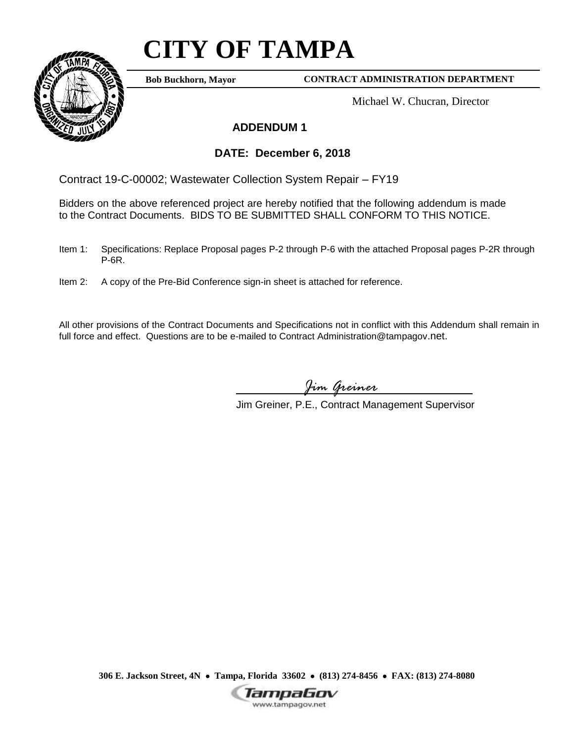# CITY OF TAMPA

**Bob Buckhorn, Mayor** **CONTRACT ADMINISTRATION DEPARTMENT**

Michael W. Chucran, Director

## ADDENDUM 1

## DATE: December 6, 2018

Contract 19-C-00002; Wastewater Collection System Repair – FY19

Bidders on the above referenced project are hereby notified that the following addendum is made to the Contract Documents. BIDS TO BE SUBMITTED SHALL CONFORM TO THIS NOTICE.

Item 1: Specifications: Replace Proposal pages P-2 through P-6 with the attached Proposal pages P-2R through P-6R.

Item 2: A copy of the Pre-Bid Conference sign-in sheet is attached for reference.

All other provisions of the Contract Documents and Specifications not in conflict with this Addendum shall remain in full force and effect. Questions are to be e-mailed to Contract Administration@tampagov.net.

*Jim Greiner*

Jim Greiner, P.E., Contract Management Supervisor

**306 E. Jackson Street, 4N • Tampa, Florida 33602 • (813) 274-8456 • FAX: (813) 274-8080**

TampaGov
www.tampagov.net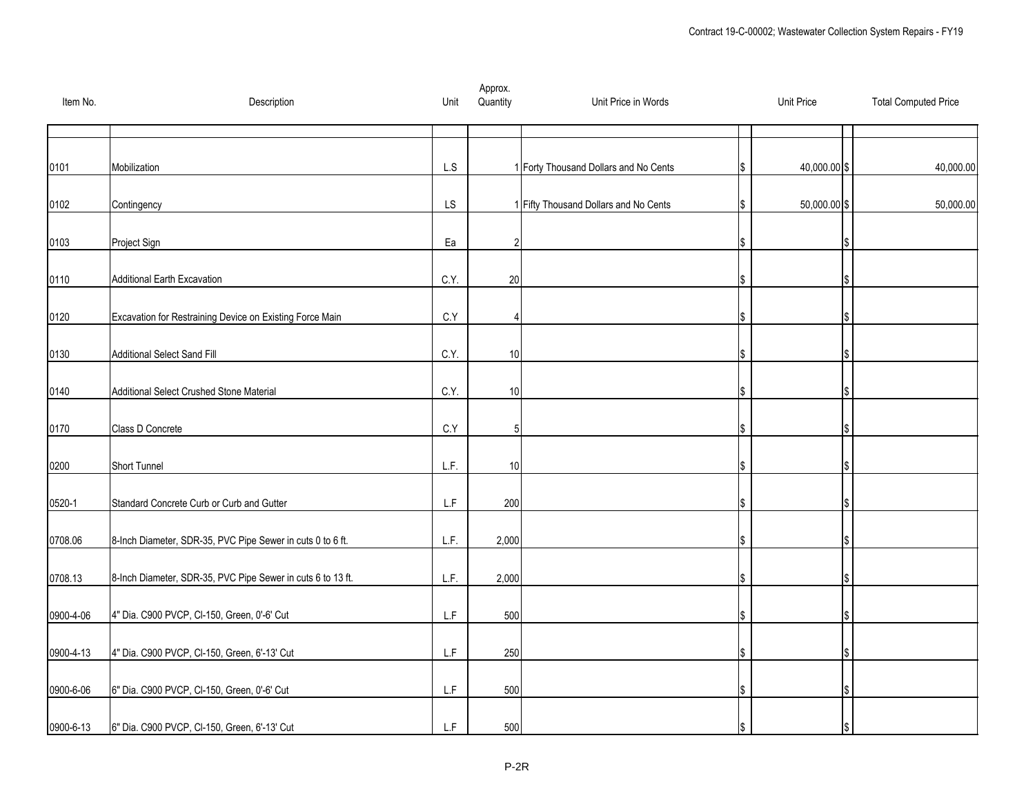| Item No. | Description | Unit | Approx. Quantity | Unit Price in Words | Unit Price | Total Computed Price |
|---|---|---|---|---|---|---|
| 0101 | Mobilization | L.S | 1 | Forty Thousand Dollars and No Cents | $ 40,000.00 | $ 40,000.00 |
| 0102 | Contingency | LS | 1 | Fifty Thousand Dollars and No Cents | $ 50,000.00 | $ 50,000.00 |
| 0103 | Project Sign | Ea | 2 | | $ | $ |
| 0110 | Additional Earth Excavation | C.Y. | 20 | | $ | $ |
| 0120 | Excavation for Restraining Device on Existing Force Main | C.Y | 4 | | $ | $ |
| 0130 | Additional Select Sand Fill | C.Y. | 10 | | $ | $ |
| 0140 | Additional Select Crushed Stone Material | C.Y. | 10 | | $ | $ |
| 0170 | Class D Concrete | C.Y | 5 | | $ | $ |
| 0200 | Short Tunnel | L.F. | 10 | | $ | $ |
| 0520-1 | Standard Concrete Curb or Curb and Gutter | L.F | 200 | | $ | $ |
| 0708.06 | 8-Inch Diameter, SDR-35, PVC Pipe Sewer in cuts 0 to 6 ft. | L.F. | 2,000 | | $ | $ |
| 0708.13 | 8-Inch Diameter, SDR-35, PVC Pipe Sewer in cuts 6 to 13 ft. | L.F. | 2,000 | | $ | $ |
| 0900-4-06 | 4" Dia. C900 PVCP, Cl-150, Green, 0'-6' Cut | L.F | 500 | | $ | $ |
| 0900-4-13 | 4" Dia. C900 PVCP, Cl-150, Green, 6'-13' Cut | L.F | 250 | | $ | $ |
| 0900-6-06 | 6" Dia. C900 PVCP, Cl-150, Green, 0'-6' Cut | L.F | 500 | | $ | $ |
| 0900-6-13 | 6" Dia. C900 PVCP, Cl-150, Green, 6'-13' Cut | L.F | 500 | | $ | $ |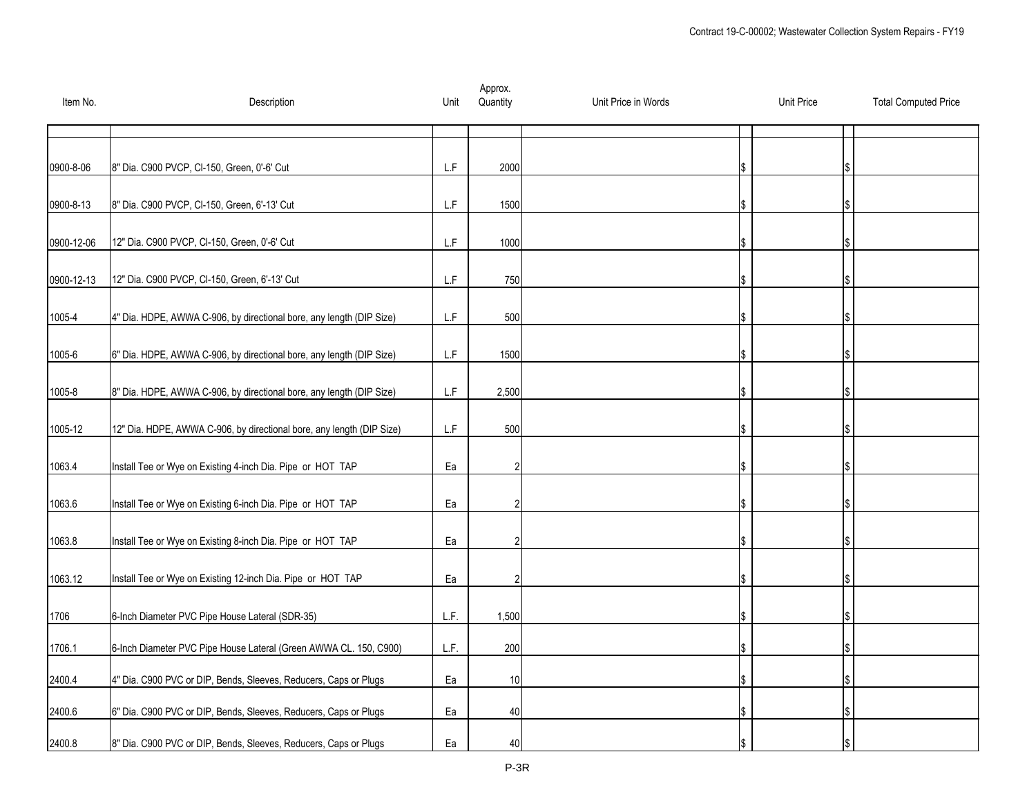| Item No. | Description | Unit | Approx. Quantity | Unit Price in Words | Unit Price | Total Computed Price |
|---|---|---|---|---|---|---|
| 0900-8-06 | 8" Dia. C900 PVCP, Cl-150, Green, 0'-6' Cut | L.F | 2000 | | $ | $ |
| 0900-8-13 | 8" Dia. C900 PVCP, Cl-150, Green, 6'-13' Cut | L.F | 1500 | | $ | $ |
| 0900-12-06 | 12" Dia. C900 PVCP, Cl-150, Green, 0'-6' Cut | L.F | 1000 | | $ | $ |
| 0900-12-13 | 12" Dia. C900 PVCP, Cl-150, Green, 6'-13' Cut | L.F | 750 | | $ | $ |
| 1005-4 | 4" Dia. HDPE, AWWA C-906, by directional bore, any length (DIP Size) | L.F | 500 | | $ | $ |
| 1005-6 | 6" Dia. HDPE, AWWA C-906, by directional bore, any length (DIP Size) | L.F | 1500 | | $ | $ |
| 1005-8 | 8" Dia. HDPE, AWWA C-906, by directional bore, any length (DIP Size) | L.F | 2,500 | | $ | $ |
| 1005-12 | 12" Dia. HDPE, AWWA C-906, by directional bore, any length (DIP Size) | L.F | 500 | | $ | $ |
| 1063.4 | Install Tee or Wye on Existing 4-inch Dia. Pipe or HOT TAP | Ea | 2 | | $ | $ |
| 1063.6 | Install Tee or Wye on Existing 6-inch Dia. Pipe or HOT TAP | Ea | 2 | | $ | $ |
| 1063.8 | Install Tee or Wye on Existing 8-inch Dia. Pipe or HOT TAP | Ea | 2 | | $ | $ |
| 1063.12 | Install Tee or Wye on Existing 12-inch Dia. Pipe or HOT TAP | Ea | 2 | | $ | $ |
| 1706 | 6-Inch Diameter PVC Pipe House Lateral (SDR-35) | L.F. | 1,500 | | $ | $ |
| 1706.1 | 6-Inch Diameter PVC Pipe House Lateral (Green AWWA CL. 150, C900) | L.F. | 200 | | $ | $ |
| 2400.4 | 4" Dia. C900 PVC or DIP, Bends, Sleeves, Reducers, Caps or Plugs | Ea | 10 | | $ | $ |
| 2400.6 | 6" Dia. C900 PVC or DIP, Bends, Sleeves, Reducers, Caps or Plugs | Ea | 40 | | $ | $ |
| 2400.8 | 8" Dia. C900 PVC or DIP, Bends, Sleeves, Reducers, Caps or Plugs | Ea | 40 | | $ | $ |

P-3R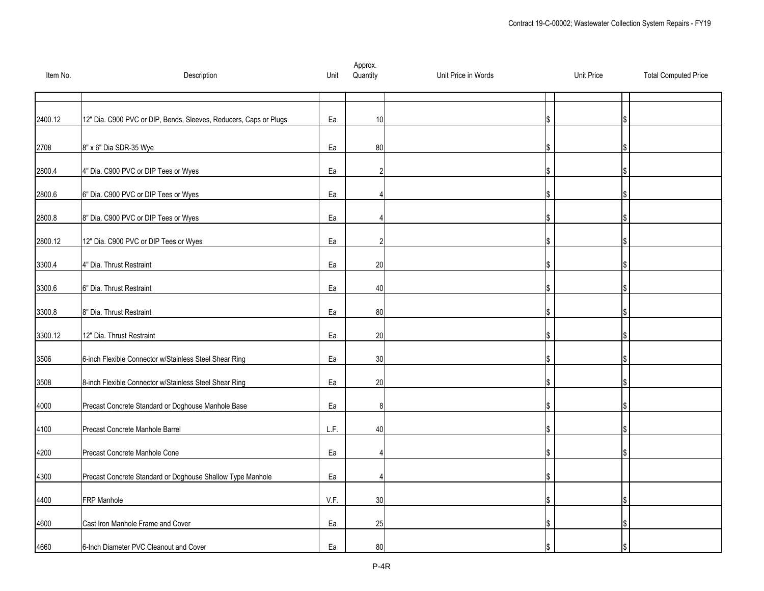| Item No. | Description | Unit | Approx. Quantity | Unit Price in Words | Unit Price | Total Computed Price |
|---|---|---|---|---|---|---|
| 2400.12 | 12" Dia. C900 PVC or DIP, Bends, Sleeves, Reducers, Caps or Plugs | Ea | 10 | | $ | $ |
| 2708 | 8" x 6" Dia SDR-35 Wye | Ea | 80 | | $ | $ |
| 2800.4 | 4" Dia. C900 PVC or DIP Tees or Wyes | Ea | 2 | | $ | $ |
| 2800.6 | 6" Dia. C900 PVC or DIP Tees or Wyes | Ea | 4 | | $ | $ |
| 2800.8 | 8" Dia. C900 PVC or DIP Tees or Wyes | Ea | 4 | | $ | $ |
| 2800.12 | 12" Dia. C900 PVC or DIP Tees or Wyes | Ea | 2 | | $ | $ |
| 3300.4 | 4" Dia. Thrust Restraint | Ea | 20 | | $ | $ |
| 3300.6 | 6" Dia. Thrust Restraint | Ea | 40 | | $ | $ |
| 3300.8 | 8" Dia. Thrust Restraint | Ea | 80 | | $ | $ |
| 3300.12 | 12" Dia. Thrust Restraint | Ea | 20 | | $ | $ |
| 3506 | 6-inch Flexible Connector w/Stainless Steel Shear Ring | Ea | 30 | | $ | $ |
| 3508 | 8-inch Flexible Connector w/Stainless Steel Shear Ring | Ea | 20 | | $ | $ |
| 4000 | Precast Concrete Standard or Doghouse Manhole Base | Ea | 8 | | $ | $ |
| 4100 | Precast Concrete Manhole Barrel | L.F. | 40 | | $ | $ |
| 4200 | Precast Concrete Manhole Cone | Ea | 4 | | $ | $ |
| 4300 | Precast Concrete Standard or Doghouse Shallow Type Manhole | Ea | 4 | | $ | |
| 4400 | FRP Manhole | V.F. | 30 | | $ | $ |
| 4600 | Cast Iron Manhole Frame and Cover | Ea | 25 | | $ | $ |
| 4660 | 6-Inch Diameter PVC Cleanout and Cover | Ea | 80 | | $ | $ |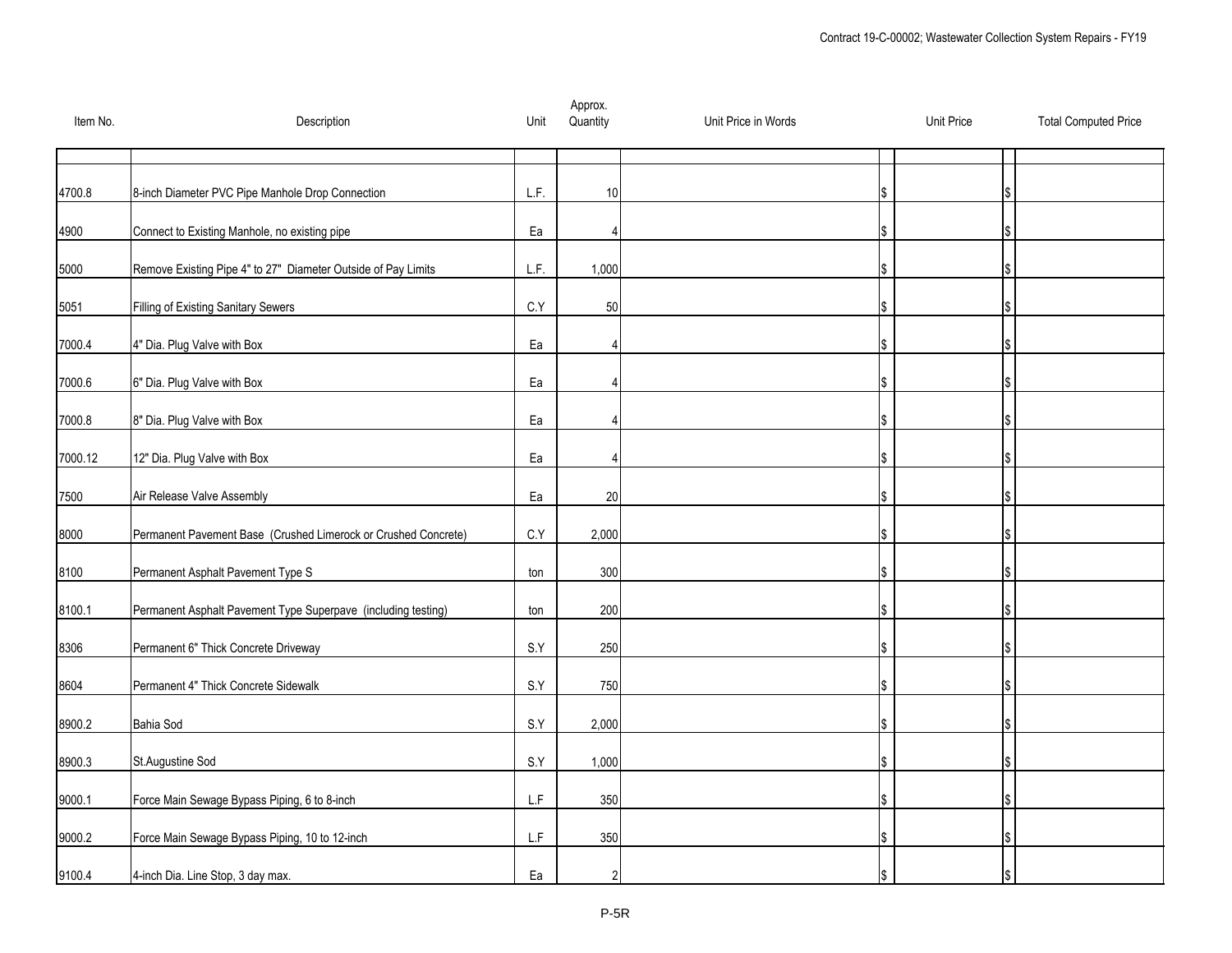| Item No. | Description | Unit | Approx. Quantity | Unit Price in Words | Unit Price | Total Computed Price |
|---|---|---|---|---|---|---|
| | | | | | | |
| 4700.8 | 8-inch Diameter PVC Pipe Manhole Drop Connection | L.F. | 10 | | $ | $ |
| 4900 | Connect to Existing Manhole, no existing pipe | Ea | 4 | | $ | $ |
| 5000 | Remove Existing Pipe 4" to 27" Diameter Outside of Pay Limits | L.F. | 1,000 | | $ | $ |
| 5051 | Filling of Existing Sanitary Sewers | C.Y | 50 | | $ | $ |
| 7000.4 | 4" Dia. Plug Valve with Box | Ea | 4 | | $ | $ |
| 7000.6 | 6" Dia. Plug Valve with Box | Ea | 4 | | $ | $ |
| 7000.8 | 8" Dia. Plug Valve with Box | Ea | 4 | | $ | $ |
| 7000.12 | 12" Dia. Plug Valve with Box | Ea | 4 | | $ | $ |
| 7500 | Air Release Valve Assembly | Ea | 20 | | $ | $ |
| 8000 | Permanent Pavement Base (Crushed Limerock or Crushed Concrete) | C.Y | 2,000 | | $ | $ |
| 8100 | Permanent Asphalt Pavement Type S | ton | 300 | | $ | $ |
| 8100.1 | Permanent Asphalt Pavement Type Superpave (including testing) | ton | 200 | | $ | $ |
| 8306 | Permanent 6" Thick Concrete Driveway | S.Y | 250 | | $ | $ |
| 8604 | Permanent 4" Thick Concrete Sidewalk | S.Y | 750 | | $ | $ |
| 8900.2 | Bahia Sod | S.Y | 2,000 | | $ | $ |
| 8900.3 | St.Augustine Sod | S.Y | 1,000 | | $ | $ |
| 9000.1 | Force Main Sewage Bypass Piping, 6 to 8-inch | L.F | 350 | | $ | $ |
| 9000.2 | Force Main Sewage Bypass Piping, 10 to 12-inch | L.F | 350 | | $ | $ |
| 9100.4 | 4-inch Dia. Line Stop, 3 day max. | Ea | 2 | | $ | $ |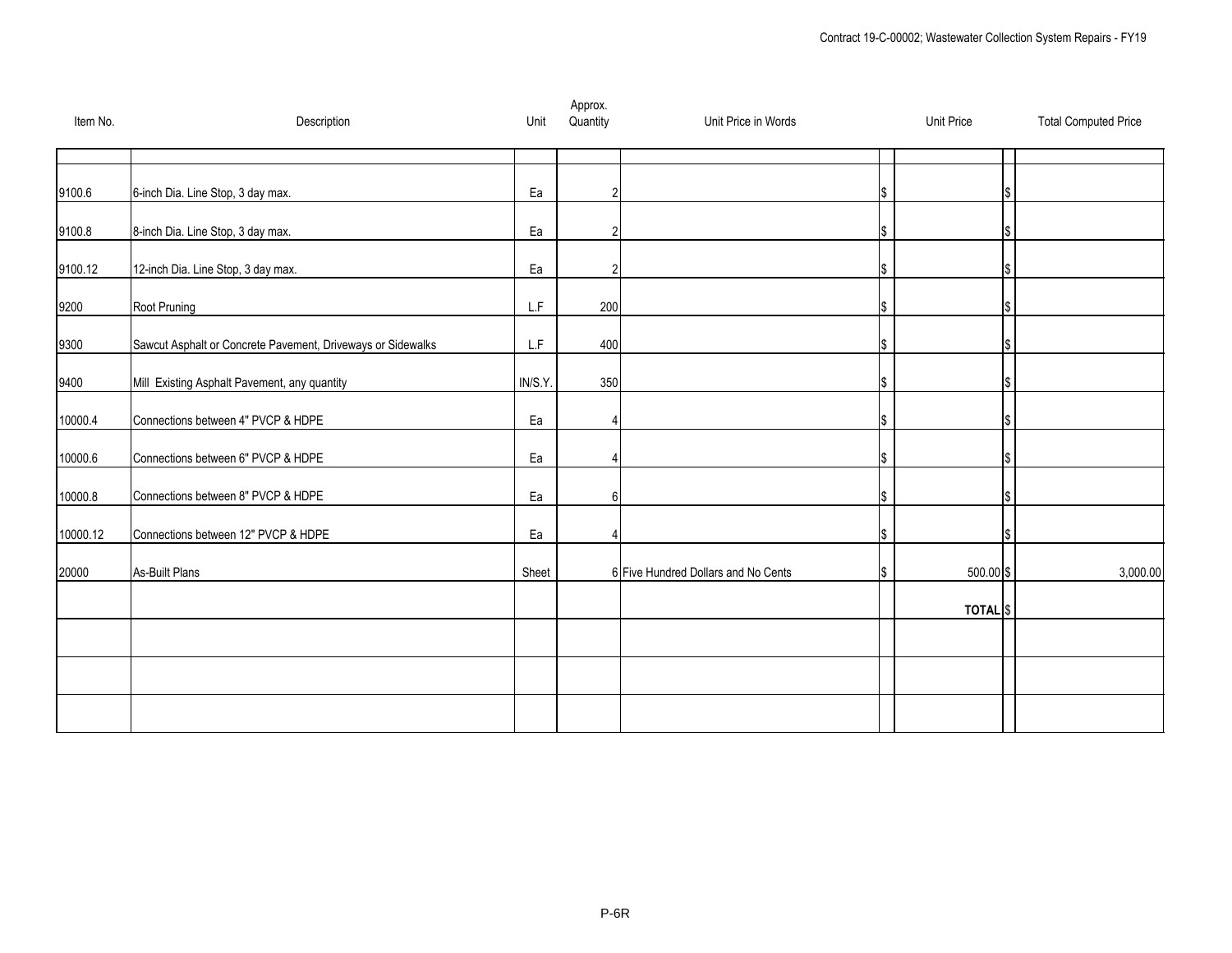| Item No. | Description | Unit | Approx. Quantity | Unit Price in Words | Unit Price | Total Computed Price |
|---|---|---|---|---|---|---|
| 9100.6 | 6-inch Dia. Line Stop, 3 day max. | Ea | 2 | | $ | $ |
| 9100.8 | 8-inch Dia. Line Stop, 3 day max. | Ea | 2 | | $ | $ |
| 9100.12 | 12-inch Dia. Line Stop, 3 day max. | Ea | 2 | | $ | $ |
| 9200 | Root Pruning | L.F | 200 | | $ | $ |
| 9300 | Sawcut Asphalt or Concrete Pavement, Driveways or Sidewalks | L.F | 400 | | $ | $ |
| 9400 | Mill Existing Asphalt Pavement, any quantity | IN/S.Y. | 350 | | $ | $ |
| 10000.4 | Connections between 4" PVCP & HDPE | Ea | 4 | | $ | $ |
| 10000.6 | Connections between 6" PVCP & HDPE | Ea | 4 | | $ | $ |
| 10000.8 | Connections between 8" PVCP & HDPE | Ea | 6 | | $ | $ |
| 10000.12 | Connections between 12" PVCP & HDPE | Ea | 4 | | $ | $ |
| 20000 | As-Built Plans | Sheet | 6 | Five Hundred Dollars and No Cents | $ 500.00 | $ 3,000.00 |
| | | | | | **TOTAL** | $ |
| | | | | | | |
| | | | | | | |
| | | | | | | |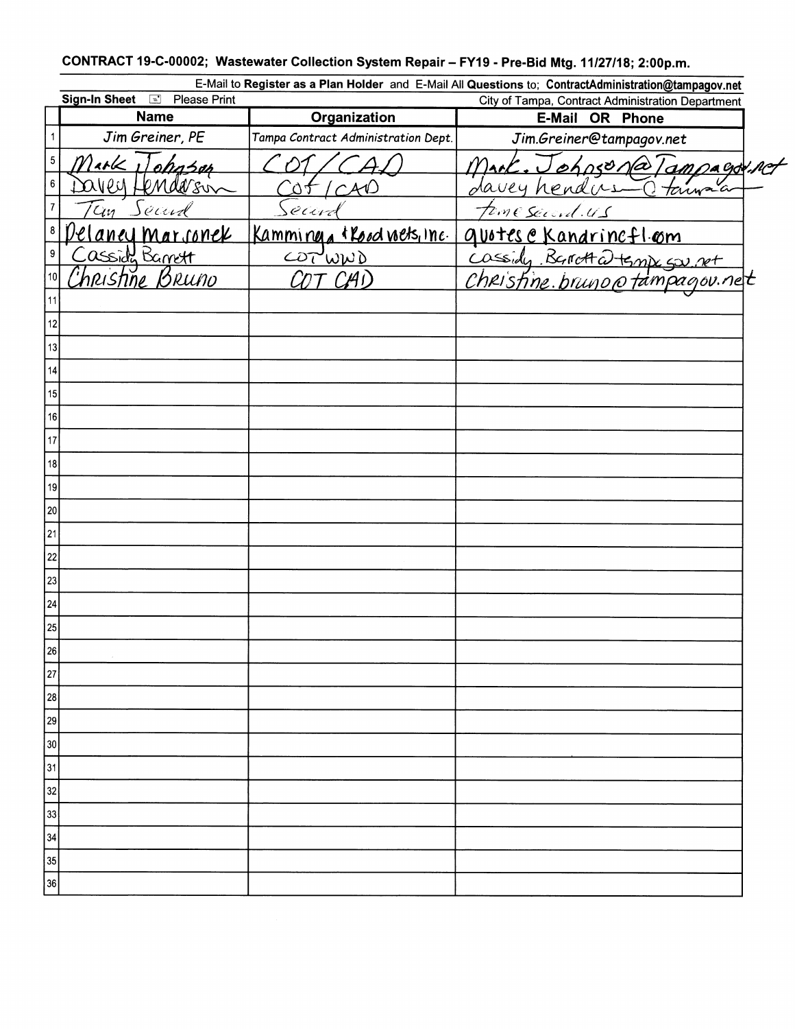**CONTRACT 19-C-00002; Wastewater Collection System Repair – FY19 - Pre-Bid Mtg. 11/27/18; 2:00p.m.**

E-Mail to **Register as a Plan Holder** and E-Mail All **Questions** to; **ContractAdministration@tampagov.net**

**Sign-In Sheet** Please Print — City of Tampa, Contract Administration Department

| | Name | Organization | E-Mail OR Phone |
|---|---|---|---|
| 1 | Jim Greiner, PE | Tampa Contract Administration Dept. | Jim.Greiner@tampagov.net |
| 5 | Mark Johnson | COT/CAD | Mark.Johnson@Tampagov.net |
| 6 | Davey Henderson | COT/CAD | davey henders@tampa.. |
| 7 | Tim Secrd | Secrd | time secrd.us |
| 8 | Delaney Marsonek | Kamminga & Roodvoets, Inc. | quotes@Kandrincfl.com |
| 9 | Cassidy Barrett | COT WWD | cassidy.Barrett@tampagov.net |
| 10 | Christine Bruno | COT CAD | christine.bruno@tampagov.net |
| 11 | | | |
| 12 | | | |
| 13 | | | |
| 14 | | | |
| 15 | | | |
| 16 | | | |
| 17 | | | |
| 18 | | | |
| 19 | | | |
| 20 | | | |
| 21 | | | |
| 22 | | | |
| 23 | | | |
| 24 | | | |
| 25 | | | |
| 26 | | | |
| 27 | | | |
| 28 | | | |
| 29 | | | |
| 30 | | | |
| 31 | | | |
| 32 | | | |
| 33 | | | |
| 34 | | | |
| 35 | | | |
| 36 | | | |